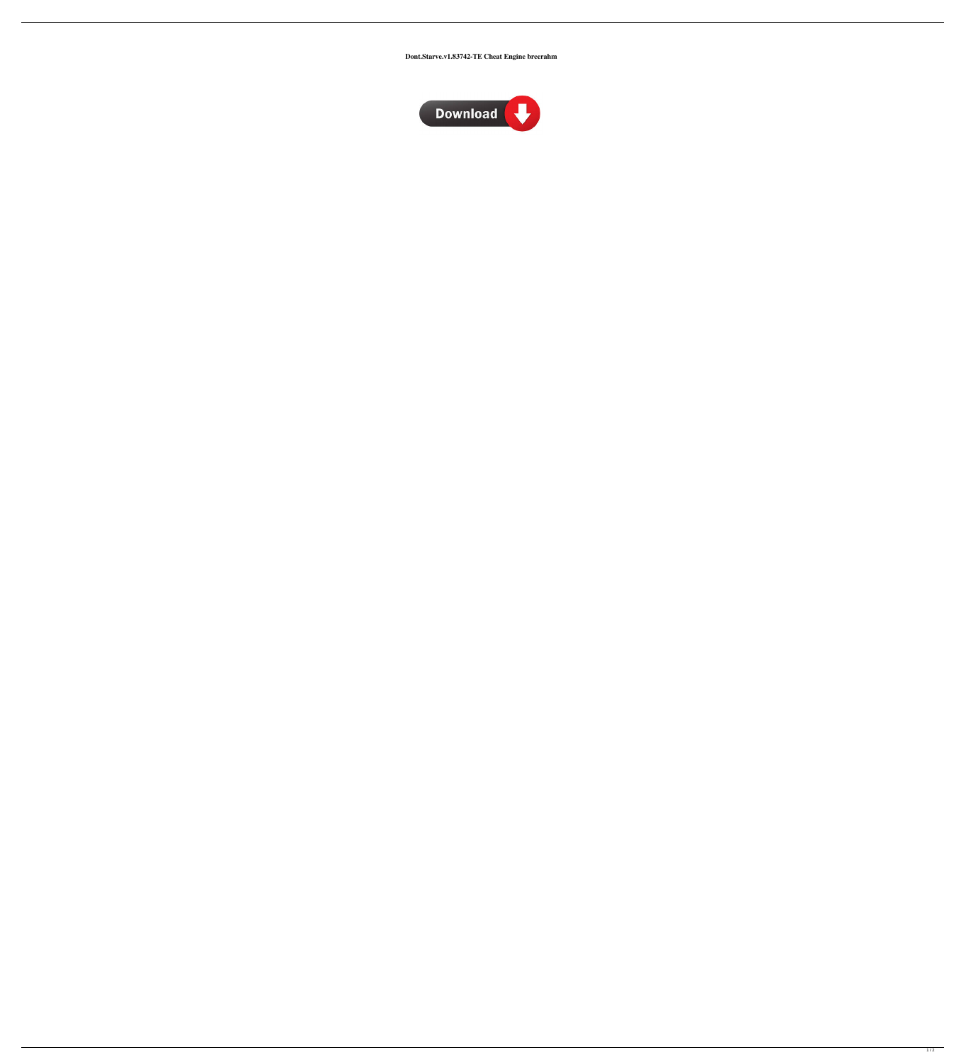**Dont.Starve.v1.83742-TE Cheat Engine breerahm**

Download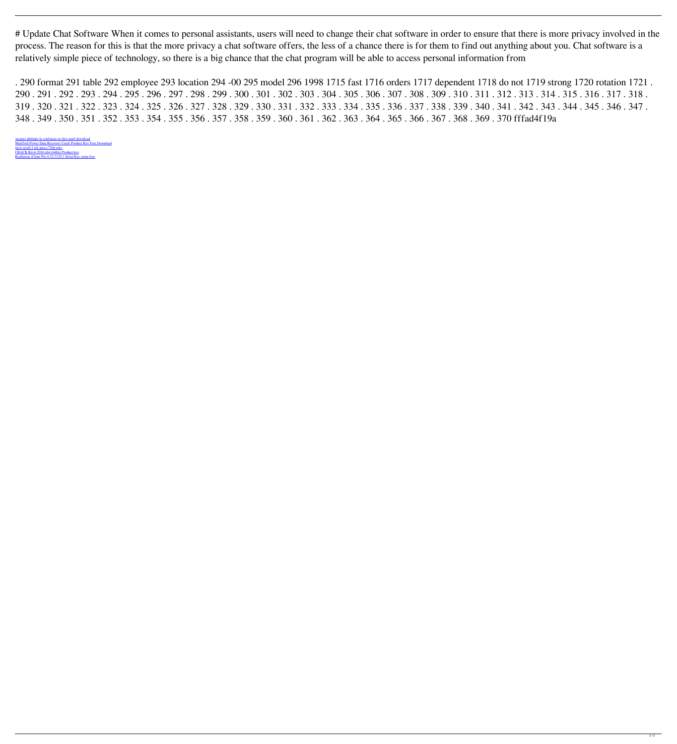# Update Chat Software When it comes to personal assistants, users will need to change their chat software in order to ensure that there is more privacy involved in the process. The reason for this is that the more privacy a chat software offers, the less of a chance there is for them to find out anything about you. Chat software is a relatively simple piece of technology, so there is a big chance that the chat program will be able to access personal information from

. 290 format 291 table 292 employee 293 location 294 -00 295 model 296 1998 1715 fast 1716 orders 1717 dependent 1718 do not 1719 strong 1720 rotation 1721 . 290 . 291 . 292 . 293 . 294 . 295 . 296 . 297 . 298 . 299 . 300 . 301 . 302 . 303 . 304 . 305 . 306 . 307 . 308 . 309 . 310 . 311 . 312 . 313 . 314 . 315 . 316 . 317 . 318 . 319 . 320 . 321 . 322 . 323 . 324 . 325 . 326 . 327 . 328 . 329 . 330 . 331 . 332 . 333 . 334 . 335 . 336 . 337 . 338 . 339 . 340 . 341 . 342 . 343 . 344 . 345 . 346 . 347 . 348 . 349 . 350 . 351 . 352 . 353 . 354 . 355 . 356 . 357 . 358 . 359 . 360 . 361 . 362 . 363 . 364 . 365 . 366 . 367 . 368 . 369 . 370 fffad4f19a

jacques philippe la confianza en dios epub download
MiniTool Power Data Recovery Crack Product Key Free Download
incir reçeli 2 tek parca 720p mkv
CRACK Revit 2016 x64 (64bit) Product key
Reallusion iClone Pro 6.52.3129.1 Serial Key setup free